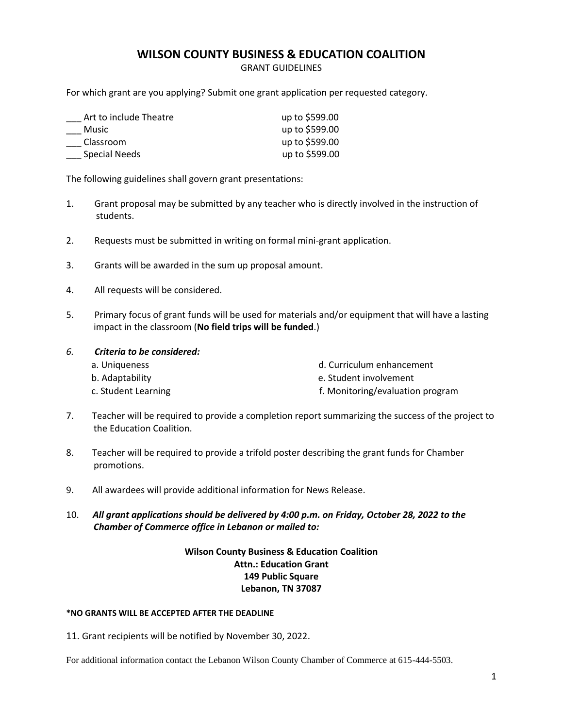# WILSON COUNTY BUSINESS & EDUCATION COALITION

GRANT GUIDELINES

For which grant are you applying? Submit one grant application per requested category.

| | |
|---|---|
| ___ Art to include Theatre | up to $599.00 |
| ___ Music | up to $599.00 |
| ___ Classroom | up to $599.00 |
| ___ Special Needs | up to $599.00 |

The following guidelines shall govern grant presentations:

1. Grant proposal may be submitted by any teacher who is directly involved in the instruction of students.

2. Requests must be submitted in writing on formal mini-grant application.

3. Grants will be awarded in the sum up proposal amount.

4. All requests will be considered.

5. Primary focus of grant funds will be used for materials and/or equipment that will have a lasting impact in the classroom (**No field trips will be funded**.)

6. ***Criteria to be considered:***
   a. Uniqueness
   b. Adaptability
   c. Student Learning
   d. Curriculum enhancement
   e. Student involvement
   f. Monitoring/evaluation program

7. Teacher will be required to provide a completion report summarizing the success of the project to the Education Coalition.

8. Teacher will be required to provide a trifold poster describing the grant funds for Chamber promotions.

9. All awardees will provide additional information for News Release.

10. ***All grant applications should be delivered by 4:00 p.m. on Friday, October 28, 2022 to the Chamber of Commerce office in Lebanon or mailed to:***

**Wilson County Business & Education Coalition**
**Attn.: Education Grant**
**149 Public Square**
**Lebanon, TN 37087**

**\*NO GRANTS WILL BE ACCEPTED AFTER THE DEADLINE**

11. Grant recipients will be notified by November 30, 2022.

For additional information contact the Lebanon Wilson County Chamber of Commerce at 615-444-5503.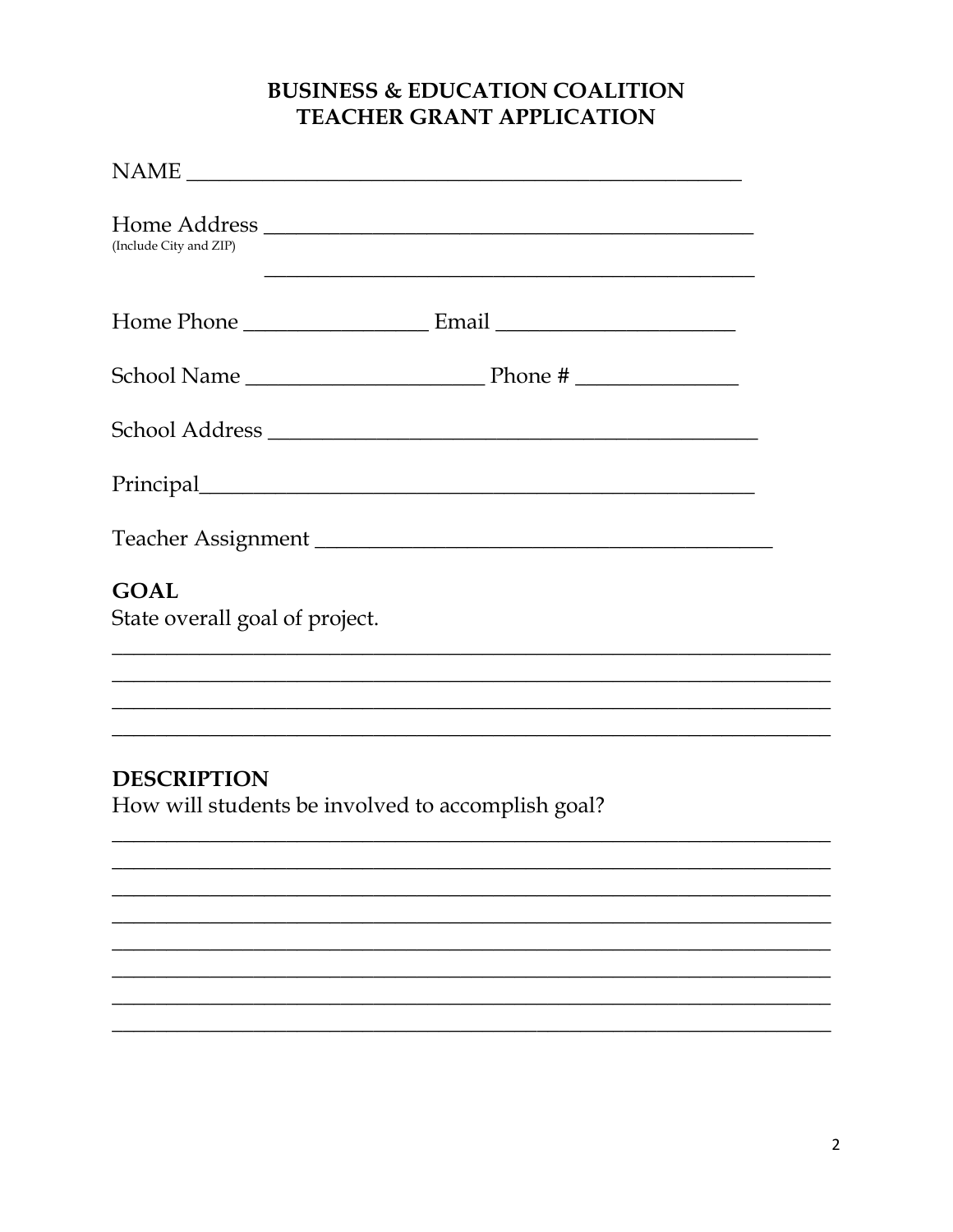# BUSINESS & EDUCATION COALITION
# TEACHER GRANT APPLICATION

NAME ______________________________________________

Home Address ________________________________________
(Include City and ZIP)

________________________________________

Home Phone _______________ Email ____________________

School Name ____________________ Phone # _____________

School Address ________________________________________

Principal______________________________________________

Teacher Assignment ______________________________________

## GOAL

State overall goal of project.

____________________________________________________________

____________________________________________________________

____________________________________________________________

____________________________________________________________

## DESCRIPTION

How will students be involved to accomplish goal?

____________________________________________________________

____________________________________________________________

____________________________________________________________

____________________________________________________________

____________________________________________________________

____________________________________________________________

____________________________________________________________

____________________________________________________________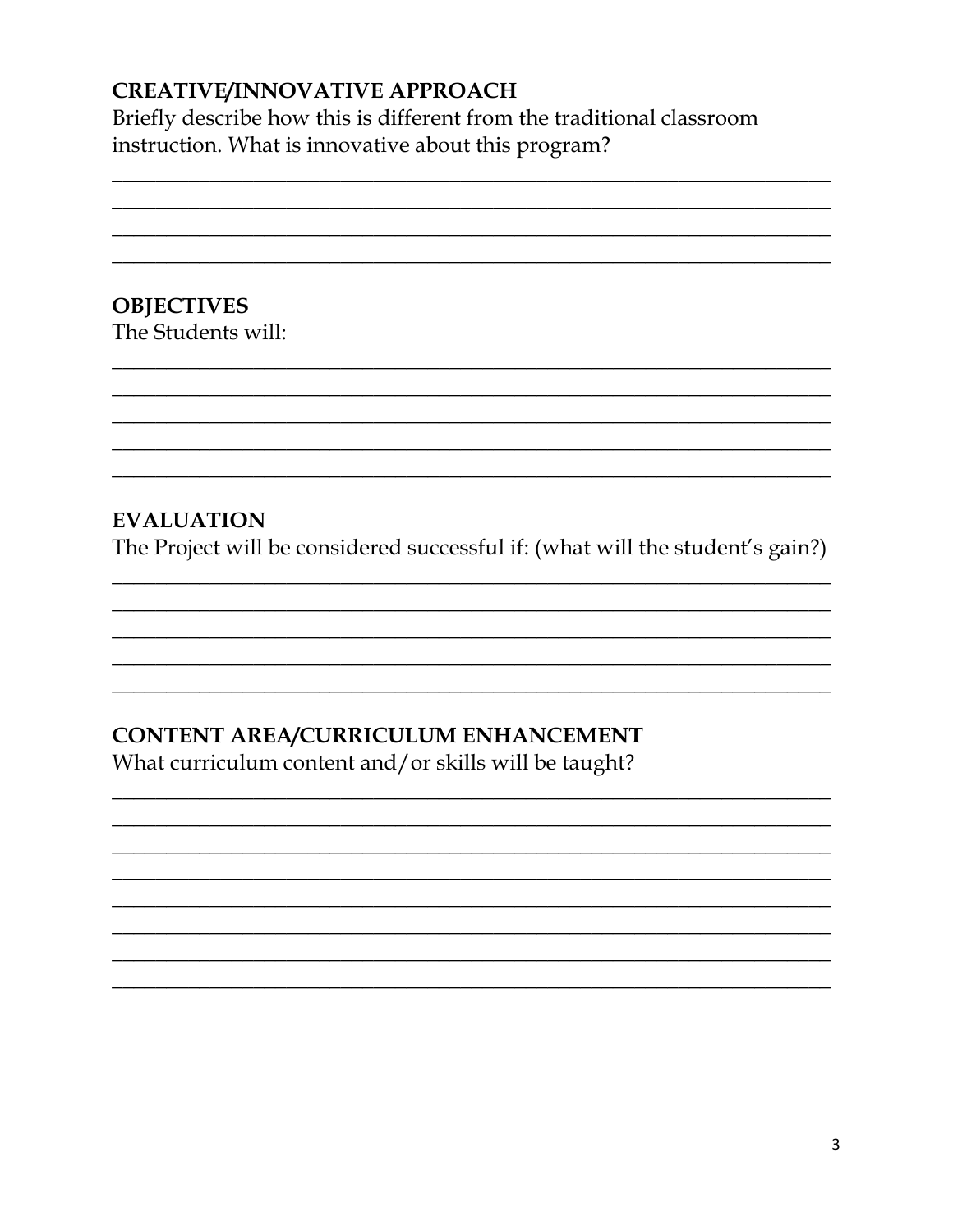## CREATIVE/INNOVATIVE APPROACH

Briefly describe how this is different from the traditional classroom instruction. What is innovative about this program?

______________________________________________________________________
______________________________________________________________________
______________________________________________________________________
______________________________________________________________________

## OBJECTIVES

The Students will:

______________________________________________________________________
______________________________________________________________________
______________________________________________________________________
______________________________________________________________________
______________________________________________________________________

## EVALUATION

The Project will be considered successful if: (what will the student's gain?)

______________________________________________________________________
______________________________________________________________________
______________________________________________________________________
______________________________________________________________________
______________________________________________________________________

## CONTENT AREA/CURRICULUM ENHANCEMENT

What curriculum content and/or skills will be taught?

______________________________________________________________________
______________________________________________________________________
______________________________________________________________________
______________________________________________________________________
______________________________________________________________________
______________________________________________________________________
______________________________________________________________________
______________________________________________________________________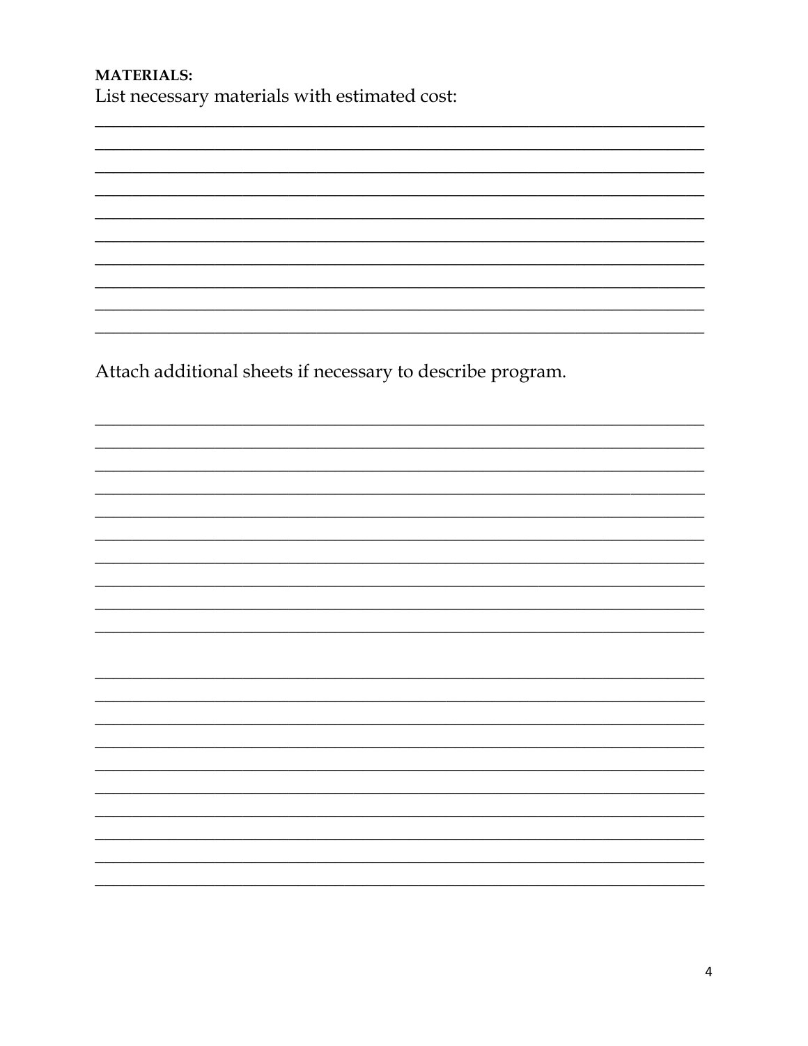**MATERIALS:**

List necessary materials with estimated cost:

______________________________________________________________________

______________________________________________________________________

______________________________________________________________________

______________________________________________________________________

______________________________________________________________________

______________________________________________________________________

______________________________________________________________________

______________________________________________________________________

______________________________________________________________________

______________________________________________________________________

Attach additional sheets if necessary to describe program.

______________________________________________________________________

______________________________________________________________________

______________________________________________________________________

______________________________________________________________________

______________________________________________________________________

______________________________________________________________________

______________________________________________________________________

______________________________________________________________________

______________________________________________________________________

______________________________________________________________________

______________________________________________________________________

______________________________________________________________________

______________________________________________________________________

______________________________________________________________________

______________________________________________________________________

______________________________________________________________________

______________________________________________________________________

______________________________________________________________________

______________________________________________________________________

______________________________________________________________________